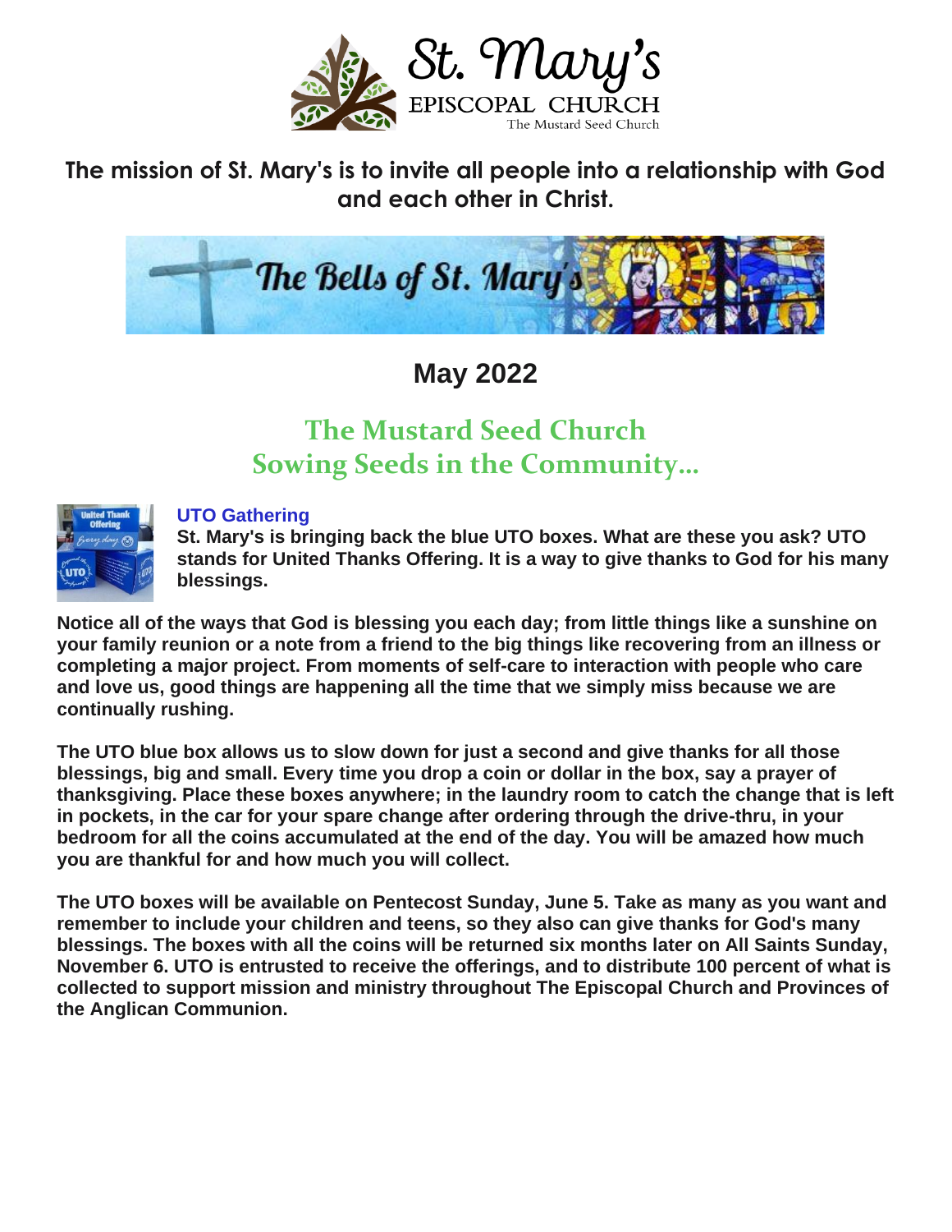# St. Mary's EPISCOPAL CHURCH

The Mustard Seed Church

**The mission of St. Mary's is to invite all people into a relationship with God and each other in Christ.**

The Bells of St. Mary's

## May 2022

## The Mustard Seed Church
## Sowing Seeds in the Community...

### UTO Gathering

**St. Mary's is bringing back the blue UTO boxes. What are these you ask? UTO stands for United Thanks Offering. It is a way to give thanks to God for his many blessings.**

**Notice all of the ways that God is blessing you each day; from little things like a sunshine on your family reunion or a note from a friend to the big things like recovering from an illness or completing a major project. From moments of self-care to interaction with people who care and love us, good things are happening all the time that we simply miss because we are continually rushing.**

**The UTO blue box allows us to slow down for just a second and give thanks for all those blessings, big and small. Every time you drop a coin or dollar in the box, say a prayer of thanksgiving. Place these boxes anywhere; in the laundry room to catch the change that is left in pockets, in the car for your spare change after ordering through the drive-thru, in your bedroom for all the coins accumulated at the end of the day. You will be amazed how much you are thankful for and how much you will collect.**

**The UTO boxes will be available on Pentecost Sunday, June 5. Take as many as you want and remember to include your children and teens, so they also can give thanks for God's many blessings. The boxes with all the coins will be returned six months later on All Saints Sunday, November 6. UTO is entrusted to receive the offerings, and to distribute 100 percent of what is collected to support mission and ministry throughout The Episcopal Church and Provinces of the Anglican Communion.**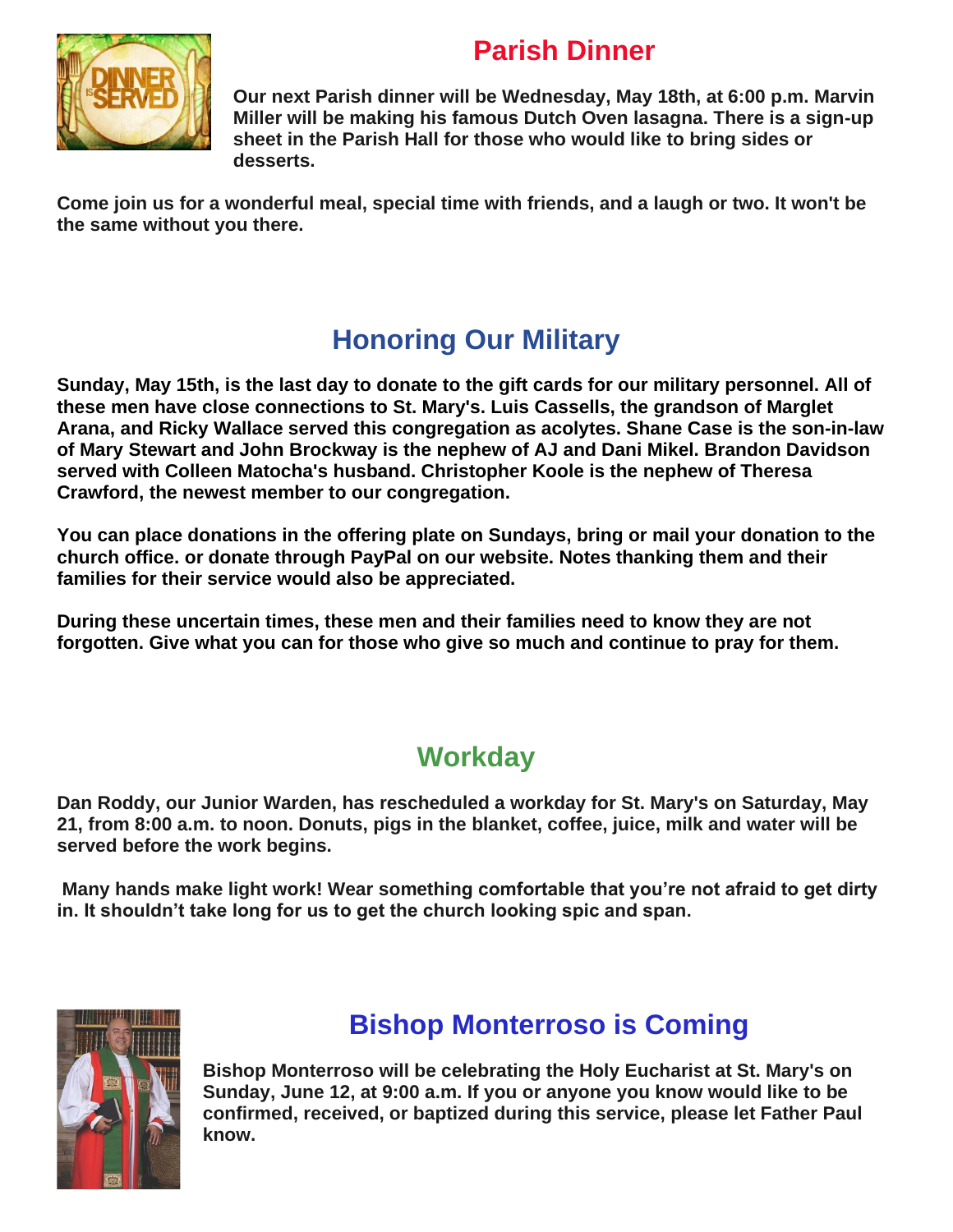## Parish Dinner

**Our next Parish dinner will be Wednesday, May 18th, at 6:00 p.m. Marvin Miller will be making his famous Dutch Oven lasagna. There is a sign-up sheet in the Parish Hall for those who would like to bring sides or desserts.**

**Come join us for a wonderful meal, special time with friends, and a laugh or two. It won't be the same without you there.**

## Honoring Our Military

**Sunday, May 15th, is the last day to donate to the gift cards for our military personnel. All of these men have close connections to St. Mary's. Luis Cassells, the grandson of Marglet Arana, and Ricky Wallace served this congregation as acolytes. Shane Case is the son-in-law of Mary Stewart and John Brockway is the nephew of AJ and Dani Mikel. Brandon Davidson served with Colleen Matocha's husband. Christopher Koole is the nephew of Theresa Crawford, the newest member to our congregation.**

**You can place donations in the offering plate on Sundays, bring or mail your donation to the church office. or donate through PayPal on our website. Notes thanking them and their families for their service would also be appreciated.**

**During these uncertain times, these men and their families need to know they are not forgotten. Give what you can for those who give so much and continue to pray for them.**

## Workday

**Dan Roddy, our Junior Warden, has rescheduled a workday for St. Mary's on Saturday, May 21, from 8:00 a.m. to noon. Donuts, pigs in the blanket, coffee, juice, milk and water will be served before the work begins.**

**Many hands make light work! Wear something comfortable that you're not afraid to get dirty in. It shouldn't take long for us to get the church looking spic and span.**

## Bishop Monterroso is Coming

**Bishop Monterroso will be celebrating the Holy Eucharist at St. Mary's on Sunday, June 12, at 9:00 a.m. If you or anyone you know would like to be confirmed, received, or baptized during this service, please let Father Paul know.**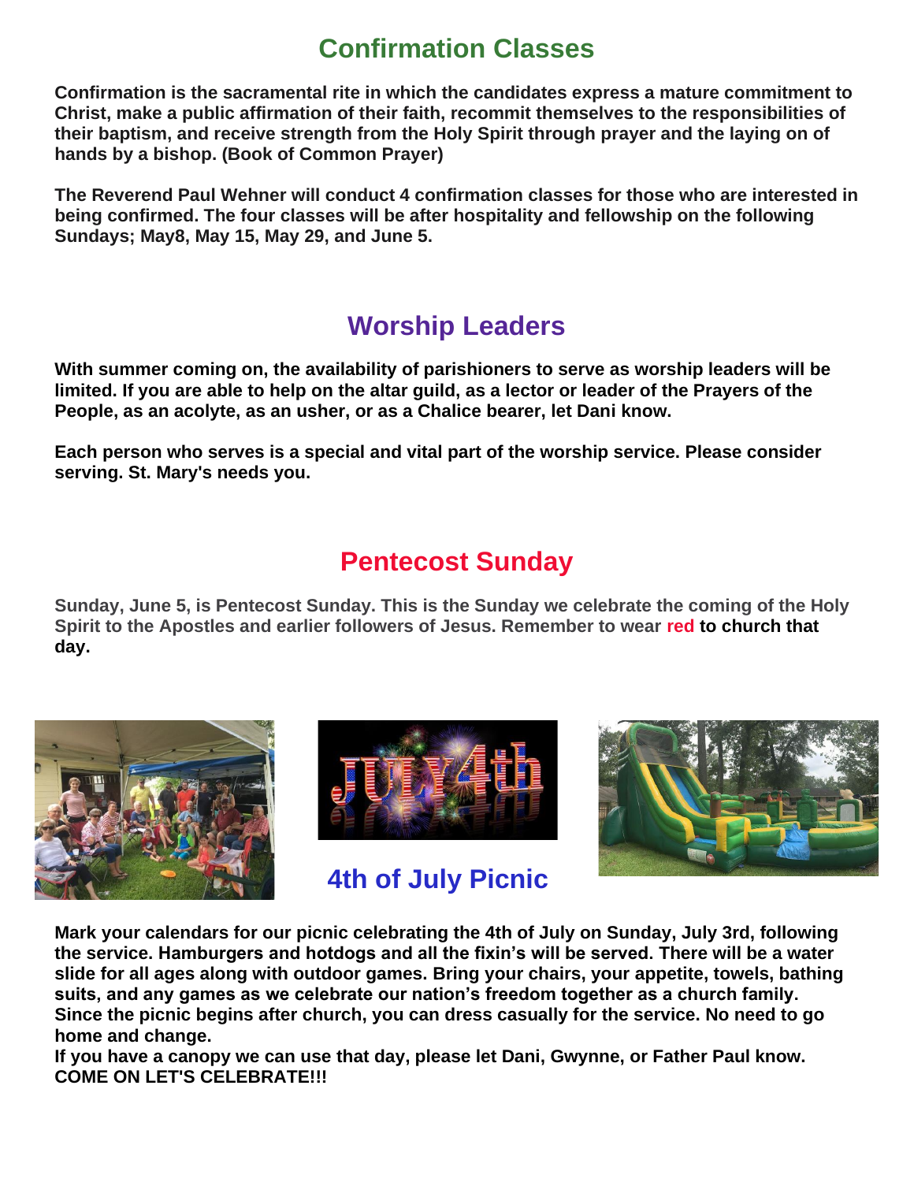## Confirmation Classes

**Confirmation is the sacramental rite in which the candidates express a mature commitment to Christ, make a public affirmation of their faith, recommit themselves to the responsibilities of their baptism, and receive strength from the Holy Spirit through prayer and the laying on of hands by a bishop. (Book of Common Prayer)**

**The Reverend Paul Wehner will conduct 4 confirmation classes for those who are interested in being confirmed. The four classes will be after hospitality and fellowship on the following Sundays; May8, May 15, May 29, and June 5.**

## Worship Leaders

**With summer coming on, the availability of parishioners to serve as worship leaders will be limited. If you are able to help on the altar guild, as a lector or leader of the Prayers of the People, as an acolyte, as an usher, or as a Chalice bearer, let Dani know.**

**Each person who serves is a special and vital part of the worship service. Please consider serving. St. Mary's needs you.**

## Pentecost Sunday

**Sunday, June 5, is Pentecost Sunday. This is the Sunday we celebrate the coming of the Holy Spirit to the Apostles and earlier followers of Jesus. Remember to wear red to church that day.**

## 4th of July Picnic

**Mark your calendars for our picnic celebrating the 4th of July on Sunday, July 3rd, following the service. Hamburgers and hotdogs and all the fixin's will be served. There will be a water slide for all ages along with outdoor games. Bring your chairs, your appetite, towels, bathing suits, and any games as we celebrate our nation's freedom together as a church family. Since the picnic begins after church, you can dress casually for the service. No need to go home and change.**
**If you have a canopy we can use that day, please let Dani, Gwynne, or Father Paul know.**
**COME ON LET'S CELEBRATE!!!**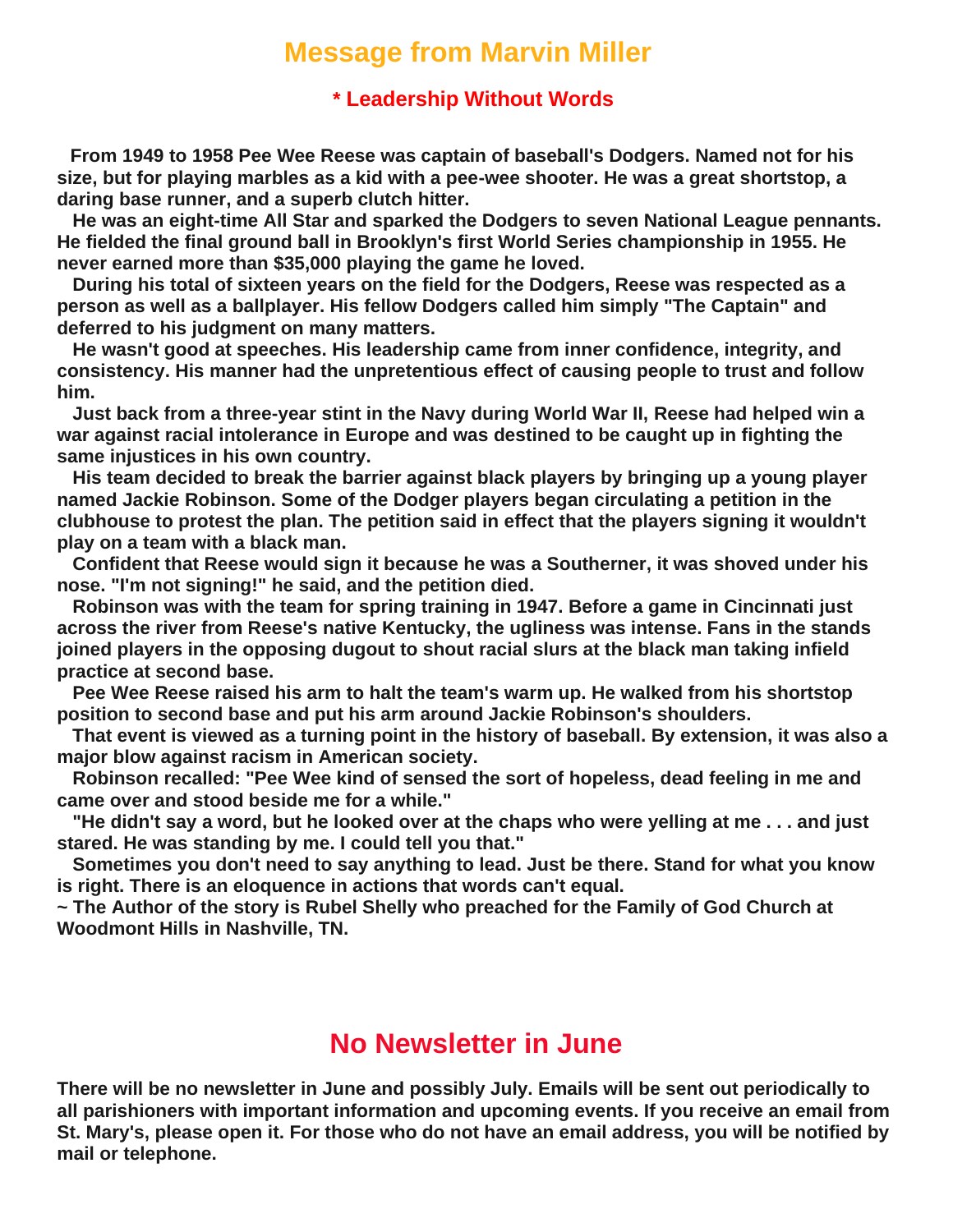# Message from Marvin Miller

### * Leadership Without Words

**From 1949 to 1958 Pee Wee Reese was captain of baseball's Dodgers. Named not for his size, but for playing marbles as a kid with a pee-wee shooter. He was a great shortstop, a daring base runner, and a superb clutch hitter.**

**He was an eight-time All Star and sparked the Dodgers to seven National League pennants. He fielded the final ground ball in Brooklyn's first World Series championship in 1955. He never earned more than $35,000 playing the game he loved.**

**During his total of sixteen years on the field for the Dodgers, Reese was respected as a person as well as a ballplayer. His fellow Dodgers called him simply "The Captain" and deferred to his judgment on many matters.**

**He wasn't good at speeches. His leadership came from inner confidence, integrity, and consistency. His manner had the unpretentious effect of causing people to trust and follow him.**

**Just back from a three-year stint in the Navy during World War II, Reese had helped win a war against racial intolerance in Europe and was destined to be caught up in fighting the same injustices in his own country.**

**His team decided to break the barrier against black players by bringing up a young player named Jackie Robinson. Some of the Dodger players began circulating a petition in the clubhouse to protest the plan. The petition said in effect that the players signing it wouldn't play on a team with a black man.**

**Confident that Reese would sign it because he was a Southerner, it was shoved under his nose. "I'm not signing!" he said, and the petition died.**

**Robinson was with the team for spring training in 1947. Before a game in Cincinnati just across the river from Reese's native Kentucky, the ugliness was intense. Fans in the stands joined players in the opposing dugout to shout racial slurs at the black man taking infield practice at second base.**

**Pee Wee Reese raised his arm to halt the team's warm up. He walked from his shortstop position to second base and put his arm around Jackie Robinson's shoulders.**

**That event is viewed as a turning point in the history of baseball. By extension, it was also a major blow against racism in American society.**

**Robinson recalled: "Pee Wee kind of sensed the sort of hopeless, dead feeling in me and came over and stood beside me for a while."**

**"He didn't say a word, but he looked over at the chaps who were yelling at me . . . and just stared. He was standing by me. I could tell you that."**

**Sometimes you don't need to say anything to lead. Just be there. Stand for what you know is right. There is an eloquence in actions that words can't equal.**

**~ The Author of the story is Rubel Shelly who preached for the Family of God Church at Woodmont Hills in Nashville, TN.**

# No Newsletter in June

**There will be no newsletter in June and possibly July. Emails will be sent out periodically to all parishioners with important information and upcoming events. If you receive an email from St. Mary's, please open it. For those who do not have an email address, you will be notified by mail or telephone.**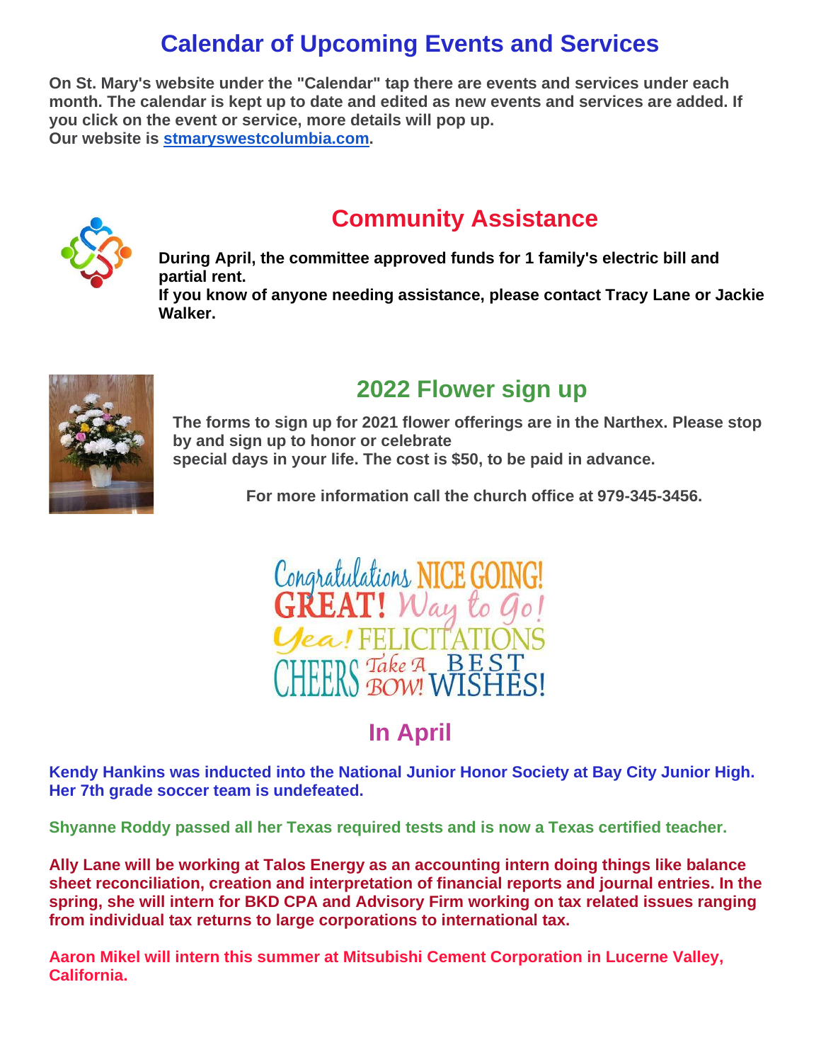# Calendar of Upcoming Events and Services

**On St. Mary's website under the "Calendar" tap there are events and services under each month. The calendar is kept up to date and edited as new events and services are added. If you click on the event or service, more details will pop up.**
**Our website is stmaryswestcolumbia.com.**

## Community Assistance

**During April, the committee approved funds for 1 family's electric bill and partial rent.**
**If you know of anyone needing assistance, please contact Tracy Lane or Jackie Walker.**

## 2022 Flower sign up

**The forms to sign up for 2021 flower offerings are in the Narthex. Please stop by and sign up to honor or celebrate special days in your life. The cost is $50, to be paid in advance.**

**For more information call the church office at 979-345-3456.**

## In April

**Kendy Hankins was inducted into the National Junior Honor Society at Bay City Junior High. Her 7th grade soccer team is undefeated.**

**Shyanne Roddy passed all her Texas required tests and is now a Texas certified teacher.**

**Ally Lane will be working at Talos Energy as an accounting intern doing things like balance sheet reconciliation, creation and interpretation of financial reports and journal entries. In the spring, she will intern for BKD CPA and Advisory Firm working on tax related issues ranging from individual tax returns to large corporations to international tax.**

**Aaron Mikel will intern this summer at Mitsubishi Cement Corporation in Lucerne Valley, California.**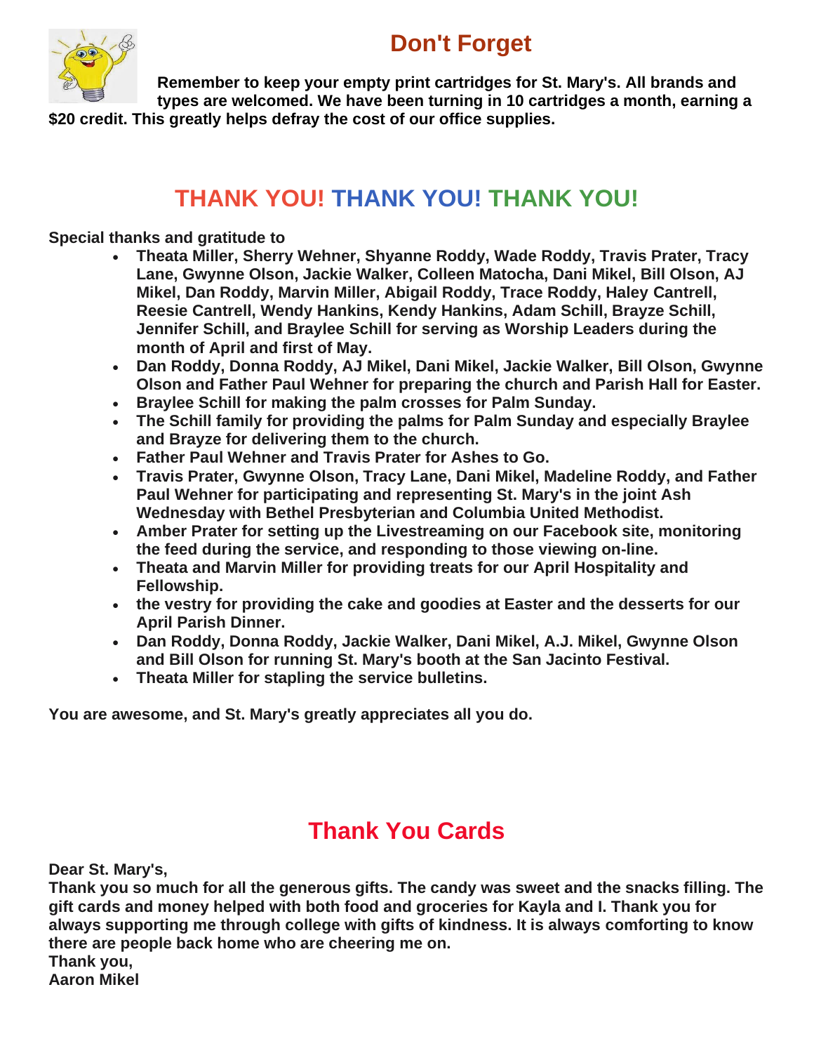## Don't Forget

**Remember to keep your empty print cartridges for St. Mary's. All brands and types are welcomed. We have been turning in 10 cartridges a month, earning a $20 credit. This greatly helps defray the cost of our office supplies.**

## THANK YOU! THANK YOU! THANK YOU!

**Special thanks and gratitude to**

- **Theata Miller, Sherry Wehner, Shyanne Roddy, Wade Roddy, Travis Prater, Tracy Lane, Gwynne Olson, Jackie Walker, Colleen Matocha, Dani Mikel, Bill Olson, AJ Mikel, Dan Roddy, Marvin Miller, Abigail Roddy, Trace Roddy, Haley Cantrell, Reesie Cantrell, Wendy Hankins, Kendy Hankins, Adam Schill, Brayze Schill, Jennifer Schill, and Braylee Schill for serving as Worship Leaders during the month of April and first of May.**
- **Dan Roddy, Donna Roddy, AJ Mikel, Dani Mikel, Jackie Walker, Bill Olson, Gwynne Olson and Father Paul Wehner for preparing the church and Parish Hall for Easter.**
- **Braylee Schill for making the palm crosses for Palm Sunday.**
- **The Schill family for providing the palms for Palm Sunday and especially Braylee and Brayze for delivering them to the church.**
- **Father Paul Wehner and Travis Prater for Ashes to Go.**
- **Travis Prater, Gwynne Olson, Tracy Lane, Dani Mikel, Madeline Roddy, and Father Paul Wehner for participating and representing St. Mary's in the joint Ash Wednesday with Bethel Presbyterian and Columbia United Methodist.**
- **Amber Prater for setting up the Livestreaming on our Facebook site, monitoring the feed during the service, and responding to those viewing on-line.**
- **Theata and Marvin Miller for providing treats for our April Hospitality and Fellowship.**
- **the vestry for providing the cake and goodies at Easter and the desserts for our April Parish Dinner.**
- **Dan Roddy, Donna Roddy, Jackie Walker, Dani Mikel, A.J. Mikel, Gwynne Olson and Bill Olson for running St. Mary's booth at the San Jacinto Festival.**
- **Theata Miller for stapling the service bulletins.**

**You are awesome, and St. Mary's greatly appreciates all you do.**

## Thank You Cards

**Dear St. Mary's,**
**Thank you so much for all the generous gifts. The candy was sweet and the snacks filling. The gift cards and money helped with both food and groceries for Kayla and I. Thank you for always supporting me through college with gifts of kindness. It is always comforting to know there are people back home who are cheering me on.**
**Thank you,**
**Aaron Mikel**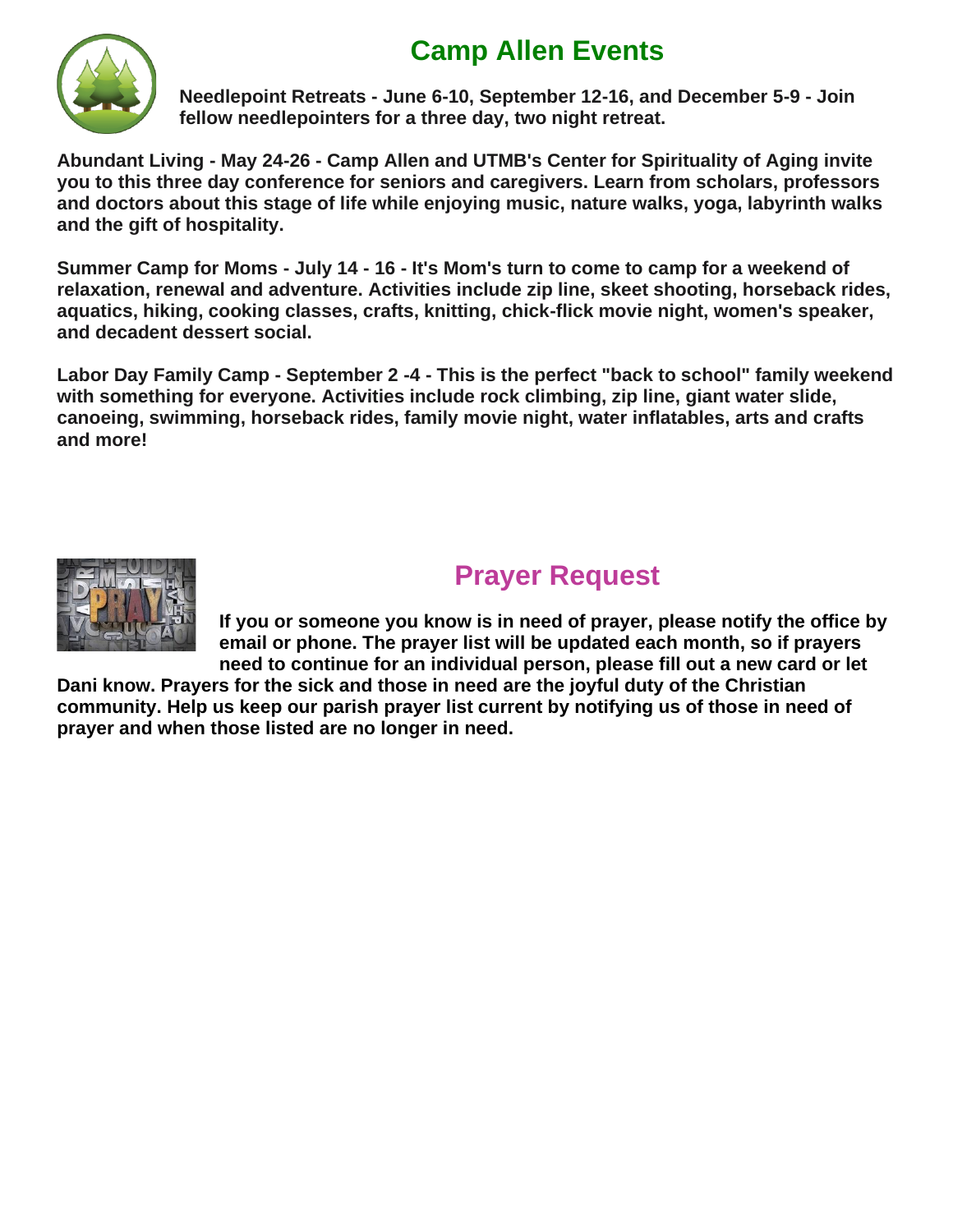# Camp Allen Events

**Needlepoint Retreats - June 6-10, September 12-16, and December 5-9 - Join fellow needlepointers for a three day, two night retreat.**

**Abundant Living - May 24-26 - Camp Allen and UTMB's Center for Spirituality of Aging invite you to this three day conference for seniors and caregivers. Learn from scholars, professors and doctors about this stage of life while enjoying music, nature walks, yoga, labyrinth walks and the gift of hospitality.**

**Summer Camp for Moms - July 14 - 16 - It's Mom's turn to come to camp for a weekend of relaxation, renewal and adventure. Activities include zip line, skeet shooting, horseback rides, aquatics, hiking, cooking classes, crafts, knitting, chick-flick movie night, women's speaker, and decadent dessert social.**

**Labor Day Family Camp - September 2 -4 - This is the perfect "back to school" family weekend with something for everyone. Activities include rock climbing, zip line, giant water slide, canoeing, swimming, horseback rides, family movie night, water inflatables, arts and crafts and more!**

# Prayer Request

**If you or someone you know is in need of prayer, please notify the office by email or phone. The prayer list will be updated each month, so if prayers need to continue for an individual person, please fill out a new card or let Dani know. Prayers for the sick and those in need are the joyful duty of the Christian community. Help us keep our parish prayer list current by notifying us of those in need of prayer and when those listed are no longer in need.**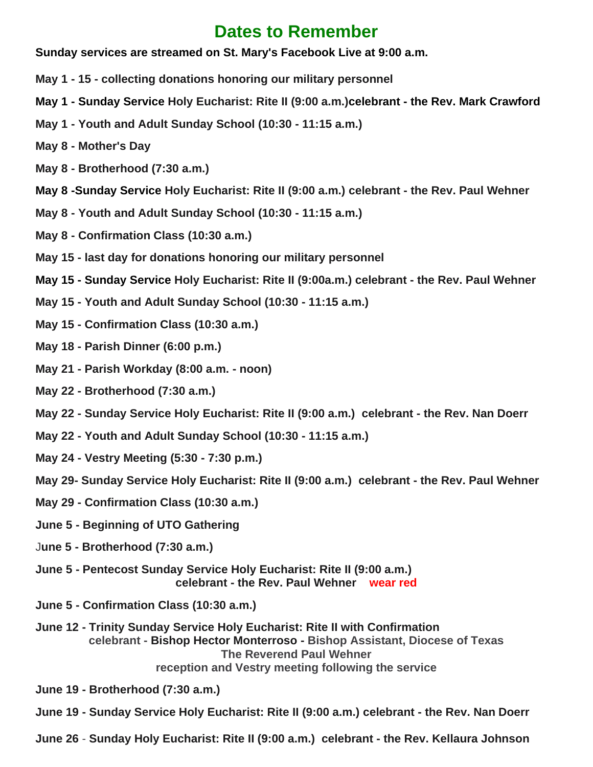# Dates to Remember

**Sunday services are streamed on St. Mary's Facebook Live at 9:00 a.m.**

**May 1 - 15 - collecting donations honoring our military personnel**

**May 1 - Sunday Service Holy Eucharist: Rite II (9:00 a.m.)celebrant - the Rev. Mark Crawford**

**May 1 - Youth and Adult Sunday School (10:30 - 11:15 a.m.)**

**May 8 - Mother's Day**

**May 8 - Brotherhood (7:30 a.m.)**

**May 8 -Sunday Service Holy Eucharist: Rite II (9:00 a.m.) celebrant - the Rev. Paul Wehner**

**May 8 - Youth and Adult Sunday School (10:30 - 11:15 a.m.)**

**May 8 - Confirmation Class (10:30 a.m.)**

**May 15 - last day for donations honoring our military personnel**

**May 15 - Sunday Service Holy Eucharist: Rite II (9:00a.m.) celebrant - the Rev. Paul Wehner**

**May 15 - Youth and Adult Sunday School (10:30 - 11:15 a.m.)**

**May 15 - Confirmation Class (10:30 a.m.)**

**May 18 - Parish Dinner (6:00 p.m.)**

**May 21 - Parish Workday (8:00 a.m. - noon)**

**May 22 - Brotherhood (7:30 a.m.)**

**May 22 - Sunday Service Holy Eucharist: Rite II (9:00 a.m.) celebrant - the Rev. Nan Doerr**

**May 22 - Youth and Adult Sunday School (10:30 - 11:15 a.m.)**

**May 24 - Vestry Meeting (5:30 - 7:30 p.m.)**

**May 29- Sunday Service Holy Eucharist: Rite II (9:00 a.m.) celebrant - the Rev. Paul Wehner**

**May 29 - Confirmation Class (10:30 a.m.)**

**June 5 - Beginning of UTO Gathering**

**June 5 - Brotherhood (7:30 a.m.)**

**June 5 - Pentecost Sunday Service Holy Eucharist: Rite II (9:00 a.m.)**
**celebrant - the Rev. Paul Wehner** **wear red**

**June 5 - Confirmation Class (10:30 a.m.)**

**June 12 - Trinity Sunday Service Holy Eucharist: Rite II with Confirmation**
**celebrant - Bishop Hector Monterroso - Bishop Assistant, Diocese of Texas**
**The Reverend Paul Wehner**
**reception and Vestry meeting following the service**

**June 19 - Brotherhood (7:30 a.m.)**

**June 19 - Sunday Service Holy Eucharist: Rite II (9:00 a.m.) celebrant - the Rev. Nan Doerr**

**June 26 - Sunday Holy Eucharist: Rite II (9:00 a.m.) celebrant - the Rev. Kellaura Johnson**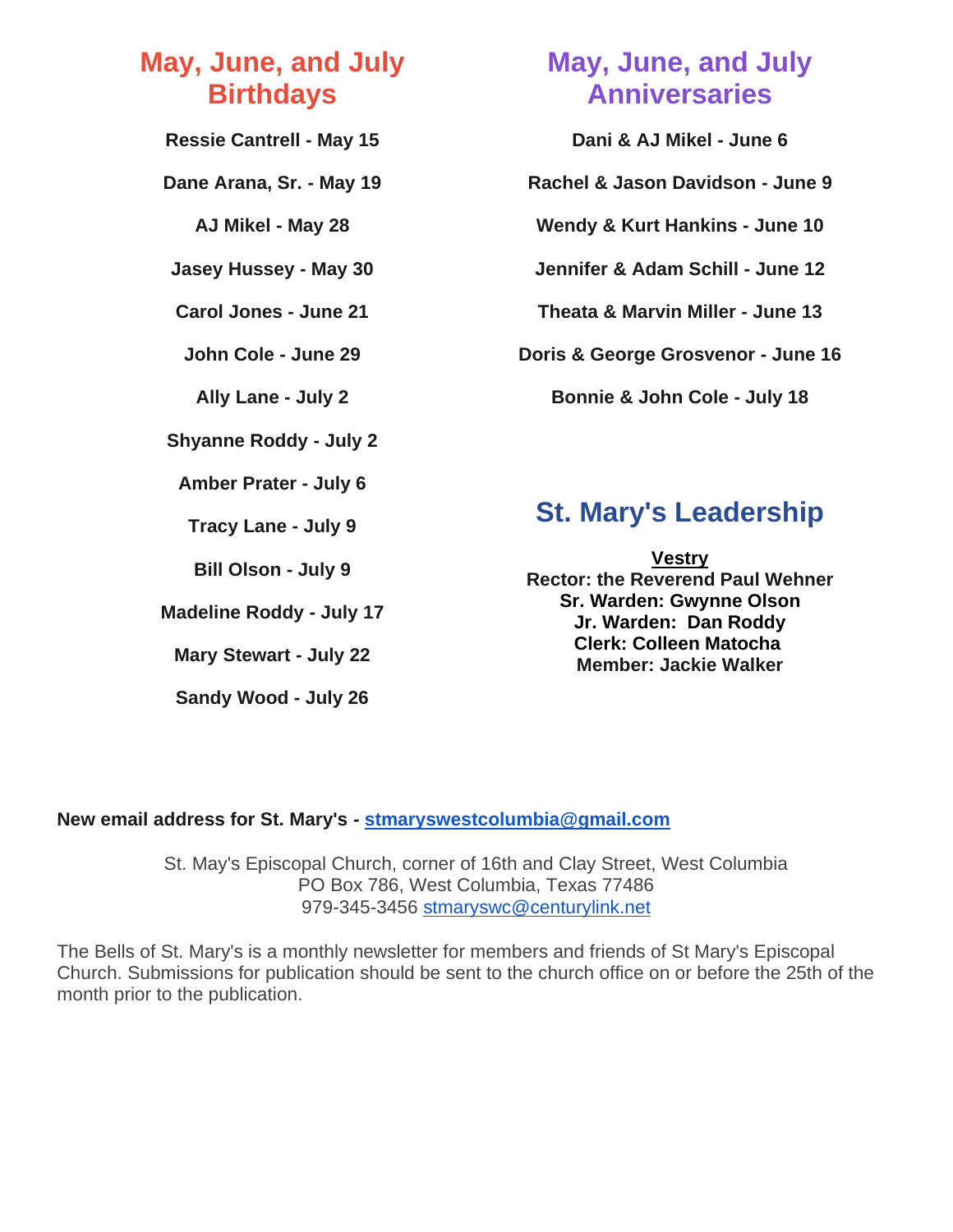## May, June, and July Birthdays

**Ressie Cantrell - May 15**

**Dane Arana, Sr. - May 19**

**AJ Mikel - May 28**

**Jasey Hussey - May 30**

**Carol Jones - June 21**

**John Cole - June 29**

**Ally Lane - July 2**

**Shyanne Roddy - July 2**

**Amber Prater - July 6**

**Tracy Lane - July 9**

**Bill Olson - July 9**

**Madeline Roddy - July 17**

**Mary Stewart - July 22**

**Sandy Wood - July 26**

## May, June, and July Anniversaries

**Dani & AJ Mikel - June 6**

**Rachel & Jason Davidson - June 9**

**Wendy & Kurt Hankins - June 10**

**Jennifer & Adam Schill - June 12**

**Theata & Marvin Miller - June 13**

**Doris & George Grosvenor - June 16**

**Bonnie & John Cole - July 18**

## St. Mary's Leadership

**Vestry**
**Rector: the Reverend Paul Wehner**
**Sr. Warden: Gwynne Olson**
**Jr. Warden: Dan Roddy**
**Clerk: Colleen Matocha**
**Member: Jackie Walker**

**New email address for St. Mary's - stmaryswestcolumbia@gmail.com**

St. May's Episcopal Church, corner of 16th and Clay Street, West Columbia
PO Box 786, West Columbia, Texas 77486
979-345-3456 stmaryswc@centurylink.net

The Bells of St. Mary's is a monthly newsletter for members and friends of St Mary's Episcopal Church. Submissions for publication should be sent to the church office on or before the 25th of the month prior to the publication.